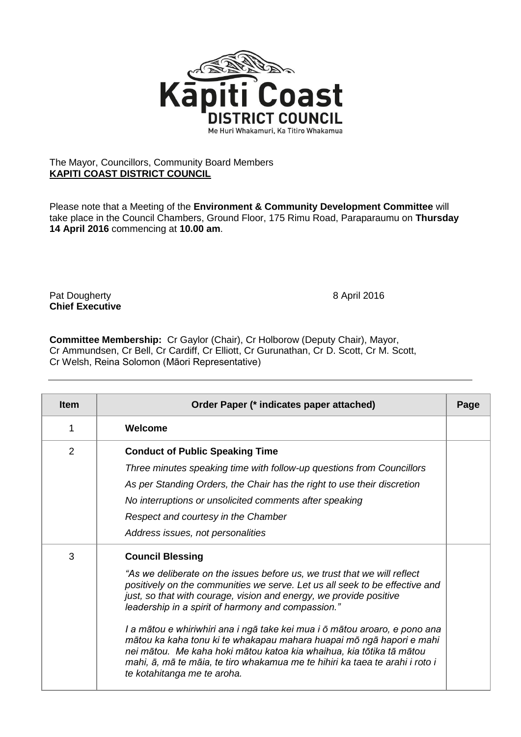Kāpiti Coast
DISTRICT COUNCIL
Me Huri Whakamuri, Ka Titiro Whakamua

The Mayor, Councillors, Community Board Members
**KAPITI COAST DISTRICT COUNCIL**

Please note that a Meeting of the **Environment & Community Development Committee** will take place in the Council Chambers, Ground Floor, 175 Rimu Road, Paraparaumu on **Thursday 14 April 2016** commencing at **10.00 am**.

Pat Dougherty
**Chief Executive**

8 April 2016

**Committee Membership:** Cr Gaylor (Chair), Cr Holborow (Deputy Chair), Mayor, Cr Ammundsen, Cr Bell, Cr Cardiff, Cr Elliott, Cr Gurunathan, Cr D. Scott, Cr M. Scott, Cr Welsh, Reina Solomon (Māori Representative)

| Item | Order Paper (* indicates paper attached) | Page |
|---|---|---|
| 1 | **Welcome** | |
| 2 | **Conduct of Public Speaking Time**<br>*Three minutes speaking time with follow-up questions from Councillors*<br>*As per Standing Orders, the Chair has the right to use their discretion*<br>*No interruptions or unsolicited comments after speaking*<br>*Respect and courtesy in the Chamber*<br>*Address issues, not personalities* | |
| 3 | **Council Blessing**<br>*"As we deliberate on the issues before us, we trust that we will reflect positively on the communities we serve. Let us all seek to be effective and just, so that with courage, vision and energy, we provide positive leadership in a spirit of harmony and compassion."*<br>*I a mātou e whiriwhiri ana i ngā take kei mua i ō mātou aroaro, e pono ana mātou ka kaha tonu ki te whakapau mahara huapai mō ngā hapori e mahi nei mātou. Me kaha hoki mātou katoa kia whaihua, kia tōtika tā mātou mahi, ā, mā te māia, te tiro whakamua me te hihiri ka taea te arahi i roto i te kotahitanga me te aroha.* | |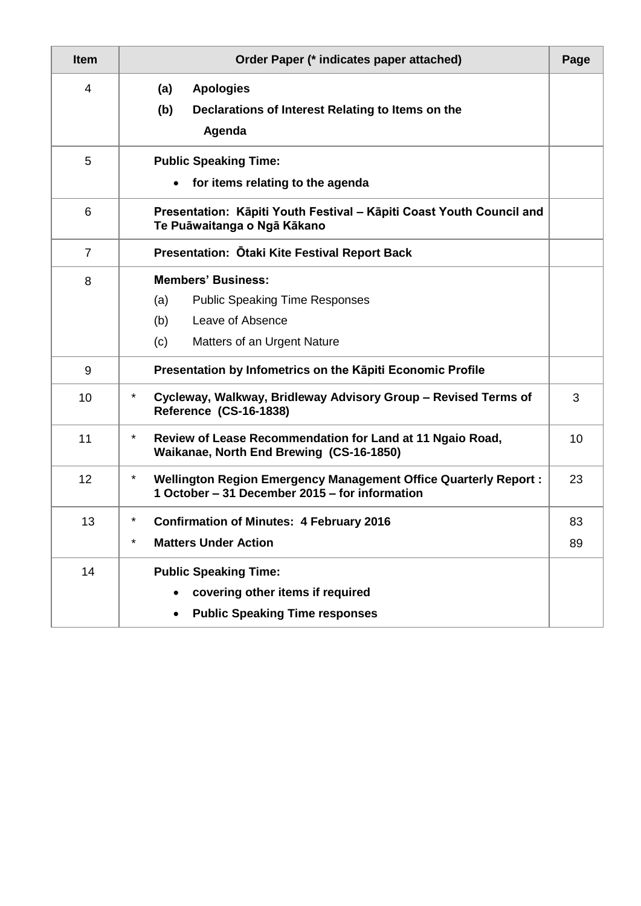| Item | Order Paper (* indicates paper attached) | Page |
|---|---|---|
| 4 | **(a) Apologies**<br>**(b) Declarations of Interest Relating to Items on the Agenda** | |
| 5 | **Public Speaking Time:**<br>• **for items relating to the agenda** | |
| 6 | **Presentation: Kāpiti Youth Festival – Kāpiti Coast Youth Council and Te Puāwaitanga o Ngā Kākano** | |
| 7 | **Presentation: Ōtaki Kite Festival Report Back** | |
| 8 | **Members' Business:**<br>(a) Public Speaking Time Responses<br>(b) Leave of Absence<br>(c) Matters of an Urgent Nature | |
| 9 | **Presentation by Infometrics on the Kāpiti Economic Profile** | |
| 10 | * **Cycleway, Walkway, Bridleway Advisory Group – Revised Terms of Reference (CS-16-1838)** | 3 |
| 11 | * **Review of Lease Recommendation for Land at 11 Ngaio Road, Waikanae, North End Brewing (CS-16-1850)** | 10 |
| 12 | * **Wellington Region Emergency Management Office Quarterly Report : 1 October – 31 December 2015 – for information** | 23 |
| 13 | * **Confirmation of Minutes: 4 February 2016**<br>* **Matters Under Action** | 83<br>89 |
| 14 | **Public Speaking Time:**<br>• **covering other items if required**<br>• **Public Speaking Time responses** | |